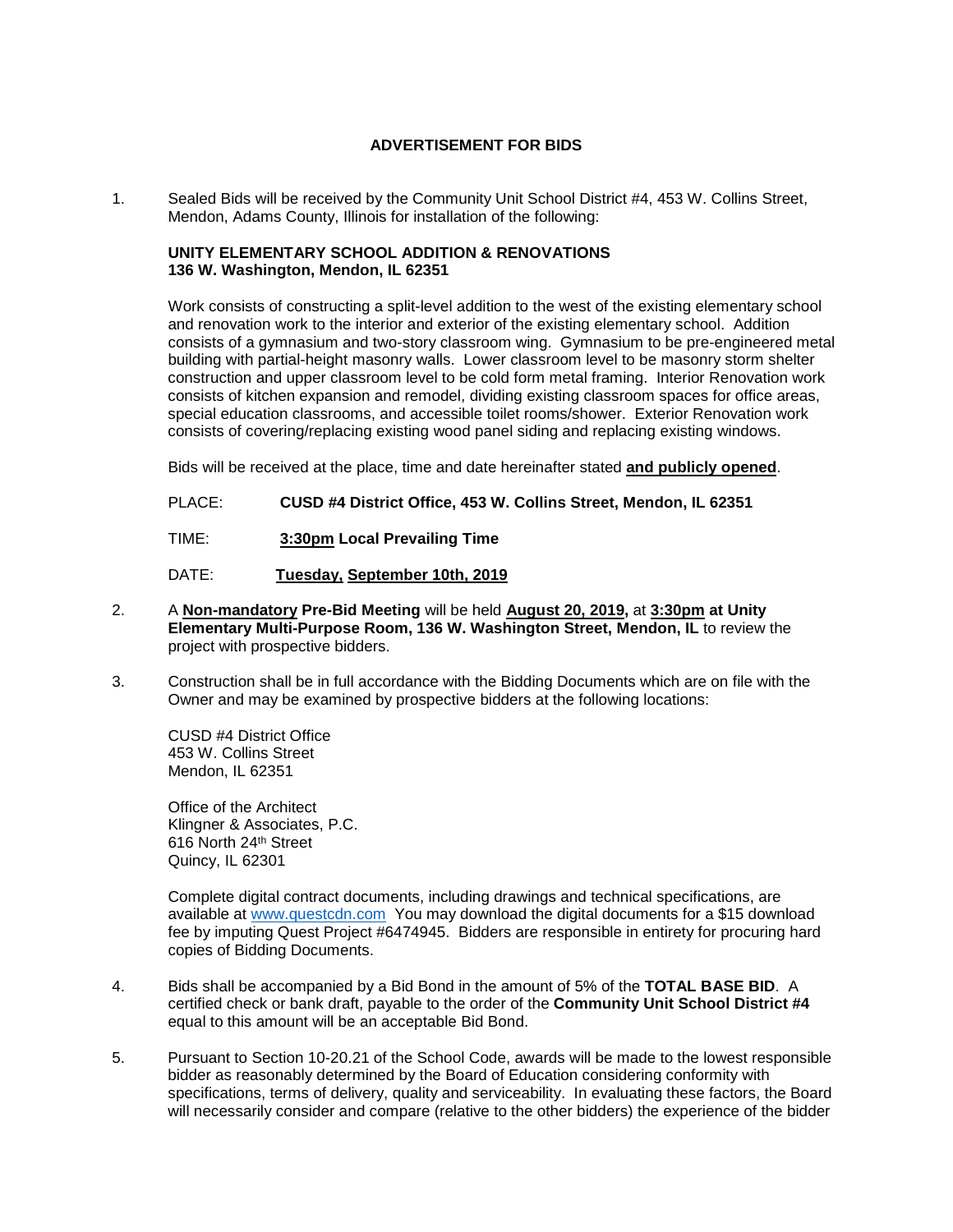# ADVERTISEMENT FOR BIDS

1. Sealed Bids will be received by the Community Unit School District #4, 453 W. Collins Street, Mendon, Adams County, Illinois for installation of the following:

   **UNITY ELEMENTARY SCHOOL ADDITION & RENOVATIONS**
   **136 W. Washington, Mendon, IL 62351**

   Work consists of constructing a split-level addition to the west of the existing elementary school and renovation work to the interior and exterior of the existing elementary school. Addition consists of a gymnasium and two-story classroom wing. Gymnasium to be pre-engineered metal building with partial-height masonry walls. Lower classroom level to be masonry storm shelter construction and upper classroom level to be cold form metal framing. Interior Renovation work consists of kitchen expansion and remodel, dividing existing classroom spaces for office areas, special education classrooms, and accessible toilet rooms/shower. Exterior Renovation work consists of covering/replacing existing wood panel siding and replacing existing windows.

   Bids will be received at the place, time and date hereinafter stated **and publicly opened**.

   PLACE: **CUSD #4 District Office, 453 W. Collins Street, Mendon, IL 62351**

   TIME: **3:30pm Local Prevailing Time**

   DATE: **Tuesday, September 10th, 2019**

2. A **Non-mandatory Pre-Bid Meeting** will be held **August 20, 2019,** at **3:30pm at Unity Elementary Multi-Purpose Room, 136 W. Washington Street, Mendon, IL** to review the project with prospective bidders.

3. Construction shall be in full accordance with the Bidding Documents which are on file with the Owner and may be examined by prospective bidders at the following locations:

   CUSD #4 District Office
   453 W. Collins Street
   Mendon, IL 62351

   Office of the Architect
   Klingner & Associates, P.C.
   616 North 24th Street
   Quincy, IL 62301

   Complete digital contract documents, including drawings and technical specifications, are available at www.questcdn.com You may download the digital documents for a $15 download fee by imputing Quest Project #6474945. Bidders are responsible in entirety for procuring hard copies of Bidding Documents.

4. Bids shall be accompanied by a Bid Bond in the amount of 5% of the **TOTAL BASE BID**. A certified check or bank draft, payable to the order of the **Community Unit School District #4** equal to this amount will be an acceptable Bid Bond.

5. Pursuant to Section 10-20.21 of the School Code, awards will be made to the lowest responsible bidder as reasonably determined by the Board of Education considering conformity with specifications, terms of delivery, quality and serviceability. In evaluating these factors, the Board will necessarily consider and compare (relative to the other bidders) the experience of the bidder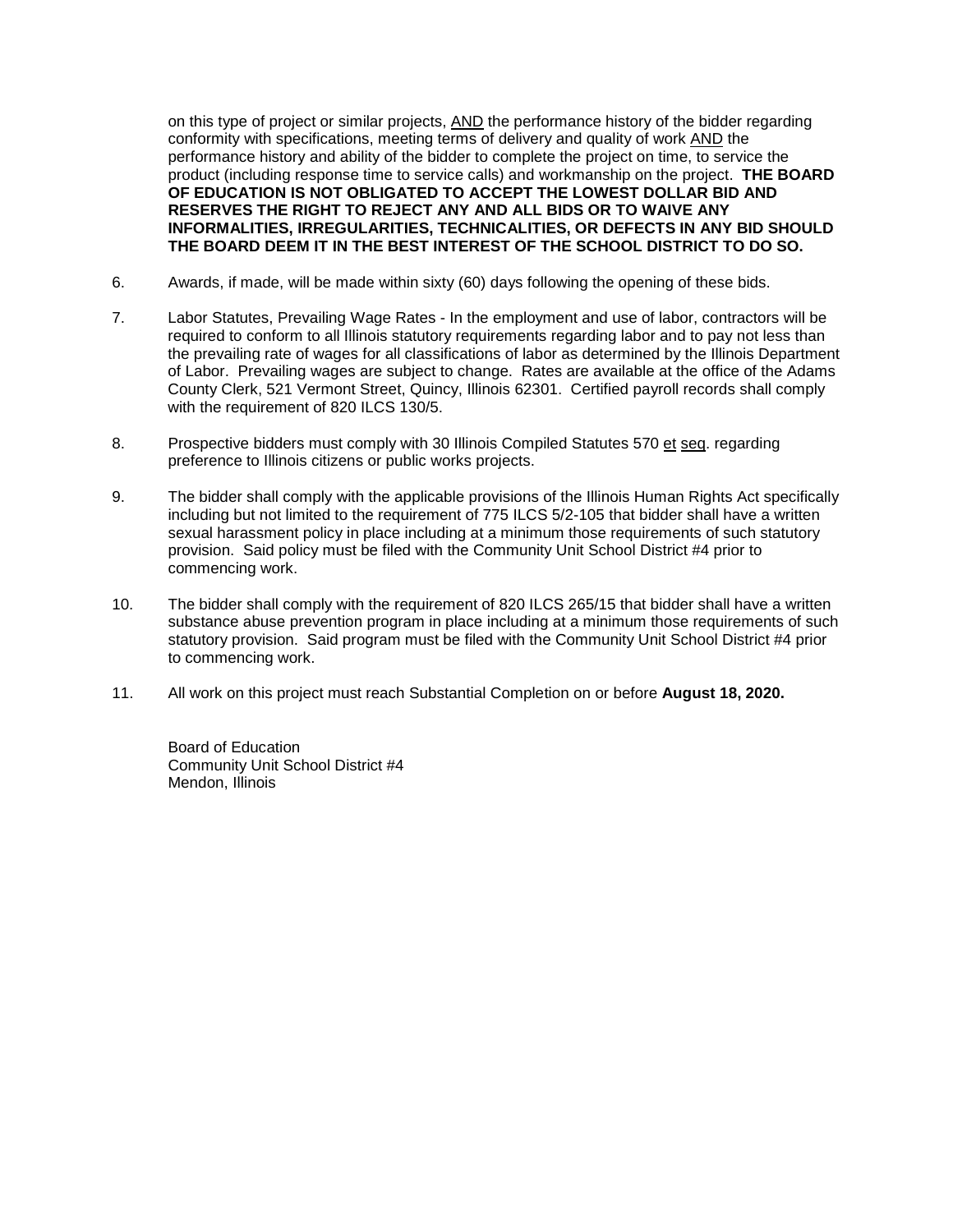on this type of project or similar projects, AND the performance history of the bidder regarding conformity with specifications, meeting terms of delivery and quality of work AND the performance history and ability of the bidder to complete the project on time, to service the product (including response time to service calls) and workmanship on the project. **THE BOARD OF EDUCATION IS NOT OBLIGATED TO ACCEPT THE LOWEST DOLLAR BID AND RESERVES THE RIGHT TO REJECT ANY AND ALL BIDS OR TO WAIVE ANY INFORMALITIES, IRREGULARITIES, TECHNICALITIES, OR DEFECTS IN ANY BID SHOULD THE BOARD DEEM IT IN THE BEST INTEREST OF THE SCHOOL DISTRICT TO DO SO.**

6. Awards, if made, will be made within sixty (60) days following the opening of these bids.

7. Labor Statutes, Prevailing Wage Rates - In the employment and use of labor, contractors will be required to conform to all Illinois statutory requirements regarding labor and to pay not less than the prevailing rate of wages for all classifications of labor as determined by the Illinois Department of Labor. Prevailing wages are subject to change. Rates are available at the office of the Adams County Clerk, 521 Vermont Street, Quincy, Illinois 62301. Certified payroll records shall comply with the requirement of 820 ILCS 130/5.

8. Prospective bidders must comply with 30 Illinois Compiled Statutes 570 et seq. regarding preference to Illinois citizens or public works projects.

9. The bidder shall comply with the applicable provisions of the Illinois Human Rights Act specifically including but not limited to the requirement of 775 ILCS 5/2-105 that bidder shall have a written sexual harassment policy in place including at a minimum those requirements of such statutory provision. Said policy must be filed with the Community Unit School District #4 prior to commencing work.

10. The bidder shall comply with the requirement of 820 ILCS 265/15 that bidder shall have a written substance abuse prevention program in place including at a minimum those requirements of such statutory provision. Said program must be filed with the Community Unit School District #4 prior to commencing work.

11. All work on this project must reach Substantial Completion on or before **August 18, 2020.**

Board of Education
Community Unit School District #4
Mendon, Illinois